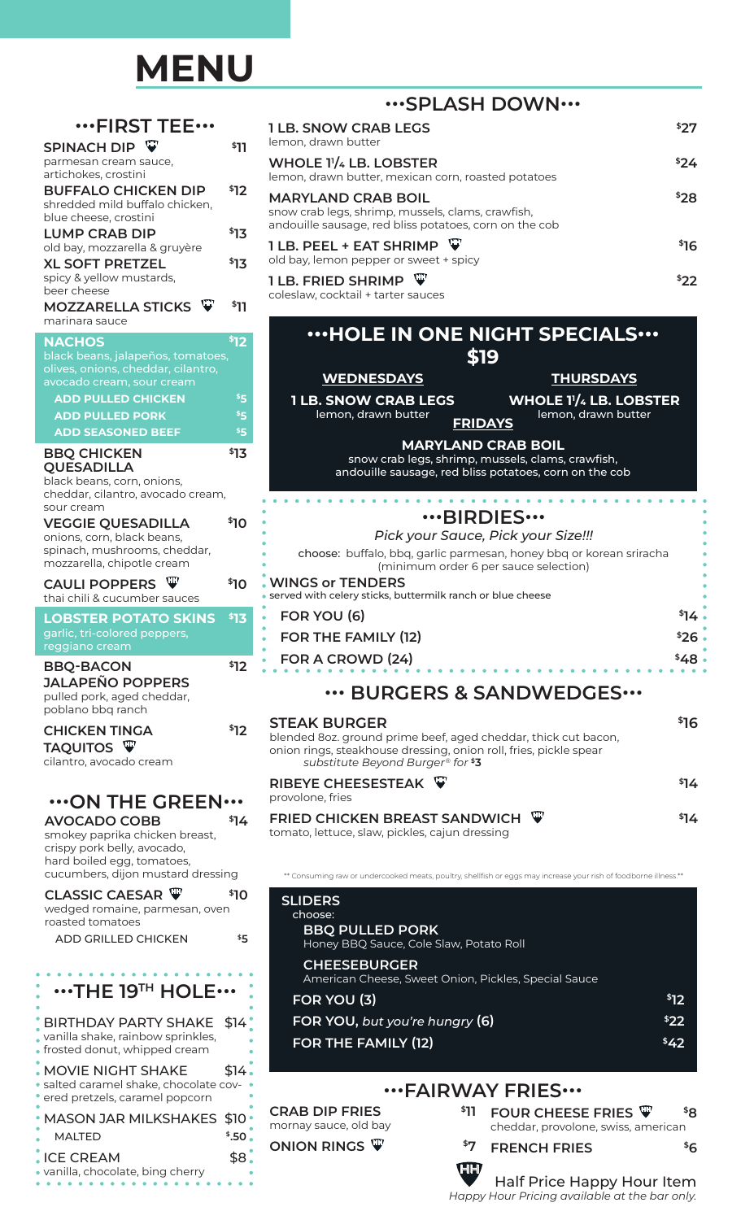# MENU

## •••FIRST TEE•••

**SPINACH DIP** (HH) — $11
parmesan cream sauce, artichokes, crostini

**BUFFALO CHICKEN DIP** — $12
shredded mild buffalo chicken, blue cheese, crostini

**LUMP CRAB DIP** — $13
old bay, mozzarella & gruyère

**XL SOFT PRETZEL** — $13
spicy & yellow mustards, beer cheese

**MOZZARELLA STICKS** (HH) — $11
marinara sauce

**NACHOS** — $12
black beans, jalapeños, tomatoes, olives, onions, cheddar, cilantro, avocado cream, sour cream

- ADD PULLED CHICKEN — $5
- ADD PULLED PORK — $5
- ADD SEASONED BEEF — $5

**BBQ CHICKEN QUESADILLA** — $13
black beans, corn, onions, cheddar, cilantro, avocado cream, sour cream

**VEGGIE QUESADILLA** — $10
onions, corn, black beans, spinach, mushrooms, cheddar, mozzarella, chipotle cream

**CAULI POPPERS** (HH) — $10
thai chili & cucumber sauces

**LOBSTER POTATO SKINS** — $13
garlic, tri-colored peppers, reggiano cream

**BBQ-BACON JALAPEÑO POPPERS** — $12
pulled pork, aged cheddar, poblano bbq ranch

**CHICKEN TINGA TAQUITOS** (HH) — $12
cilantro, avocado cream

## •••ON THE GREEN•••

**AVOCADO COBB** — $14
smokey paprika chicken breast, crispy pork belly, avocado, hard boiled egg, tomatoes, cucumbers, dijon mustard dressing

**CLASSIC CAESAR** (HH) — $10
wedged romaine, parmesan, oven roasted tomatoes

- ADD GRILLED CHICKEN — $5

## •••THE 19TH HOLE•••

**BIRTHDAY PARTY SHAKE** — $14
vanilla shake, rainbow sprinkles, frosted donut, whipped cream

**MOVIE NIGHT SHAKE** — $14
salted caramel shake, chocolate covered pretzels, caramel popcorn

**MASON JAR MILKSHAKES** — $10

- MALTED — $.50

**ICE CREAM** — $8
vanilla, chocolate, bing cherry

## •••SPLASH DOWN•••

**1 LB. SNOW CRAB LEGS** — $27
lemon, drawn butter

**WHOLE 1 1/4 LB. LOBSTER** — $24
lemon, drawn butter, mexican corn, roasted potatoes

**MARYLAND CRAB BOIL** — $28
snow crab legs, shrimp, mussels, clams, crawfish, andouille sausage, red bliss potatoes, corn on the cob

**1 LB. PEEL + EAT SHRIMP** (HH) — $16
old bay, lemon pepper or sweet + spicy

**1 LB. FRIED SHRIMP** (HH) — $22
coleslaw, cocktail + tarter sauces

## •••HOLE IN ONE NIGHT SPECIALS•••

### $19

**WEDNESDAYS**
**1 LB. SNOW CRAB LEGS**
lemon, drawn butter

**THURSDAYS**
**WHOLE 1 1/4 LB. LOBSTER**
lemon, drawn butter

**FRIDAYS**
**MARYLAND CRAB BOIL**
snow crab legs, shrimp, mussels, clams, crawfish, andouille sausage, red bliss potatoes, corn on the cob

## •••BIRDIES•••

*Pick your Sauce, Pick your Size!!!*

choose: buffalo, bbq, garlic parmesan, honey bbq or korean sriracha (minimum order 6 per sauce selection)

**WINGS or TENDERS**
served with celery sticks, buttermilk ranch or blue cheese

| | |
|---|---|
| FOR YOU (6) | $14 |
| FOR THE FAMILY (12) | $26 |
| FOR A CROWD (24) | $48 |

## ••• BURGERS & SANDWEDGES•••

**STEAK BURGER** — $16
blended 8oz. ground prime beef, aged cheddar, thick cut bacon, onion rings, steakhouse dressing, onion roll, fries, pickle spear
*substitute Beyond Burger® for $3*

**RIBEYE CHEESESTEAK** (HH) — $14
provolone, fries

**FRIED CHICKEN BREAST SANDWICH** (HH) — $14
tomato, lettuce, slaw, pickles, cajun dressing

** Consuming raw or undercooked meats, poultry, shellfish or eggs may increase your risk of foodborne illness.**

**SLIDERS**
choose:

**BBQ PULLED PORK**
Honey BBQ Sauce, Cole Slaw, Potato Roll

**CHEESEBURGER**
American Cheese, Sweet Onion, Pickles, Special Sauce

| | |
|---|---|
| FOR YOU (3) | $12 |
| FOR YOU, *but you're hungry* (6) | $22 |
| FOR THE FAMILY (12) | $42 |

## •••FAIRWAY FRIES•••

**CRAB DIP FRIES** — $11
mornay sauce, old bay

**FOUR CHEESE FRIES** (HH) — $8
cheddar, provolone, swiss, american

**ONION RINGS** (HH) — $7

**FRENCH FRIES** — $6

(HH) Half Price Happy Hour Item
*Happy Hour Pricing available at the bar only.*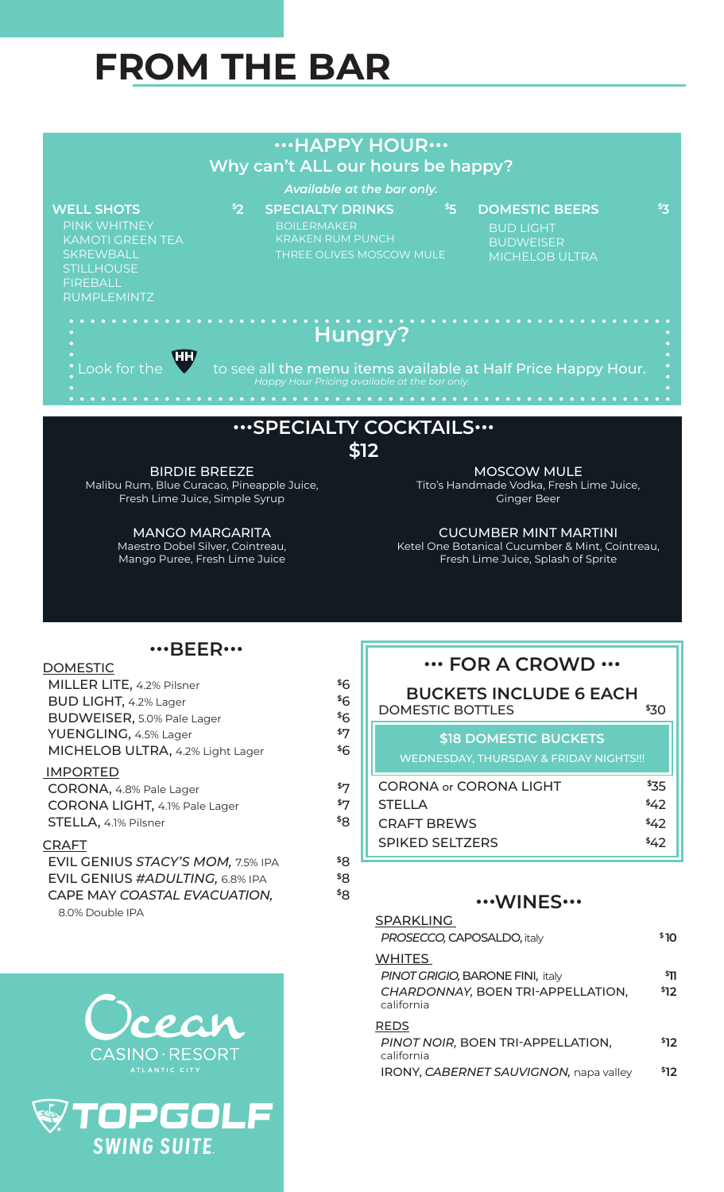# FROM THE BAR

## •••HAPPY HOUR•••

**Why can't ALL our hours be happy?**

*Available at the bar only.*

**WELL SHOTS** $2
- PINK WHITNEY
- KAMOTI GREEN TEA
- SKREWBALL
- STILLHOUSE
- FIREBALL
- RUMPLEMINTZ

**SPECIALTY DRINKS** $5
- BOILERMAKER
- KRAKEN RUM PUNCH
- THREE OLIVES MOSCOW MULE

**DOMESTIC BEERS** $3
- BUD LIGHT
- BUDWEISER
- MICHELOB ULTRA

### Hungry?

Look for the HH to see all the menu items available at Half Price Happy Hour.

*Happy Hour Pricing available at the bar only.*

## •••SPECIALTY COCKTAILS•••

**$12**

**BIRDIE BREEZE**
Malibu Rum, Blue Curacao, Pineapple Juice, Fresh Lime Juice, Simple Syrup

**MOSCOW MULE**
Tito's Handmade Vodka, Fresh Lime Juice, Ginger Beer

**MANGO MARGARITA**
Maestro Dobel Silver, Cointreau, Mango Puree, Fresh Lime Juice

**CUCUMBER MINT MARTINI**
Ketel One Botanical Cucumber & Mint, Cointreau, Fresh Lime Juice, Splash of Sprite

## •••BEER•••

**DOMESTIC**

| | |
|---|---|
| MILLER LITE, 4.2% Pilsner | $6 |
| BUD LIGHT, 4.2% Lager | $6 |
| BUDWEISER, 5.0% Pale Lager | $6 |
| YUENGLING, 4.5% Lager | $7 |
| MICHELOB ULTRA, 4.2% Light Lager | $6 |

**IMPORTED**

| | |
|---|---|
| CORONA, 4.8% Pale Lager | $7 |
| CORONA LIGHT, 4.1% Pale Lager | $7 |
| STELLA, 4.1% Pilsner | $8 |

**CRAFT**

| | |
|---|---|
| EVIL GENIUS *STACY'S MOM,* 7.5% IPA | $8 |
| EVIL GENIUS *#ADULTING,* 6.8% IPA | $8 |
| CAPE MAY *COASTAL EVACUATION,* 8.0% Double IPA | $8 |

## ••• FOR A CROWD •••

**BUCKETS INCLUDE 6 EACH**

| | |
|---|---|
| DOMESTIC BOTTLES | $30 |

**$18 DOMESTIC BUCKETS**
WEDNESDAY, THURSDAY & FRIDAY NIGHTS!!!

| | |
|---|---|
| CORONA or CORONA LIGHT | $35 |
| STELLA | $42 |
| CRAFT BREWS | $42 |
| SPIKED SELTZERS | $42 |

## •••WINES•••

**SPARKLING**

| | |
|---|---|
| *PROSECCO,* CAPOSALDO, italy | $10 |

**WHITES**

| | |
|---|---|
| *PINOT GRIGIO,* BARONE FINI, italy | $11 |
| *CHARDONNAY,* BOEN TRI-APPELLATION, california | $12 |

**REDS**

| | |
|---|---|
| *PINOT NOIR,* BOEN TRI-APPELLATION, california | $12 |
| IRONY, *CABERNET SAUVIGNON,* napa valley | $12 |

Ocean CASINO · RESORT ATLANTIC CITY

TOPGOLF SWING SUITE.